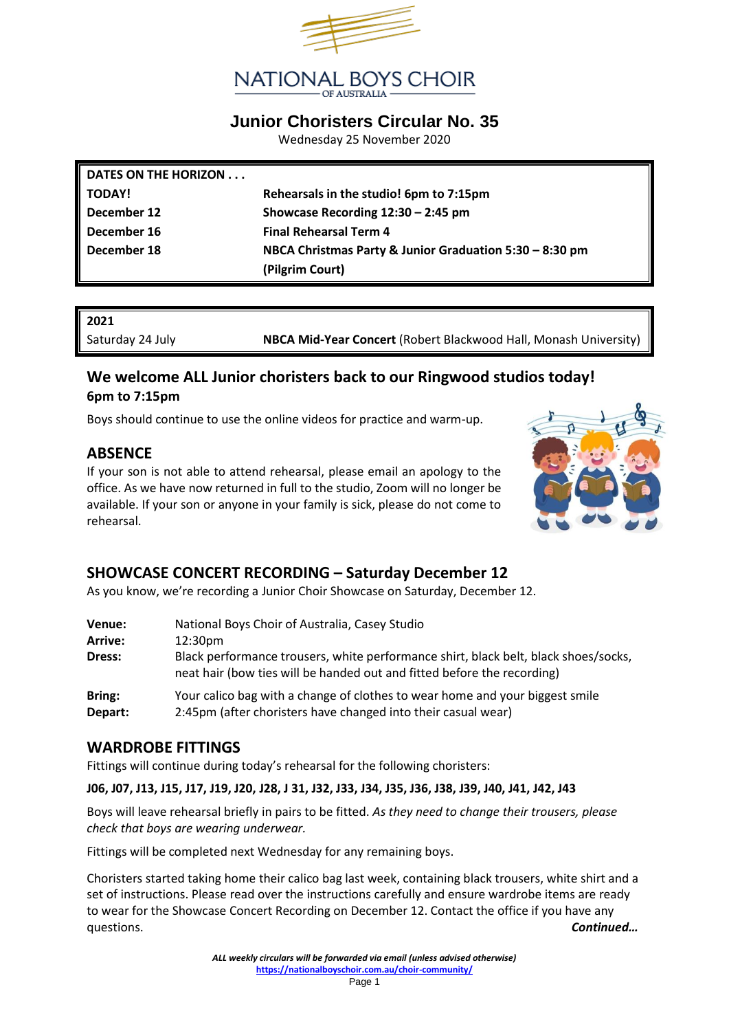NATIONAL BOYS CHOIR OF AUSTRALIA

# Junior Choristers Circular No. 35

Wednesday 25 November 2020

| DATES ON THE HORIZON . . . | |
|---|---|
| **TODAY!** | **Rehearsals in the studio! 6pm to 7:15pm** |
| **December 12** | **Showcase Recording 12:30 – 2:45 pm** |
| **December 16** | **Final Rehearsal Term 4** |
| **December 18** | **NBCA Christmas Party & Junior Graduation 5:30 – 8:30 pm (Pilgrim Court)** |

| **2021** | |
|---|---|
| Saturday 24 July | **NBCA Mid-Year Concert** (Robert Blackwood Hall, Monash University) |

## We welcome ALL Junior choristers back to our Ringwood studios today!

**6pm to 7:15pm**

Boys should continue to use the online videos for practice and warm-up.

## ABSENCE

If your son is not able to attend rehearsal, please email an apology to the office. As we have now returned in full to the studio, Zoom will no longer be available. If your son or anyone in your family is sick, please do not come to rehearsal.

## SHOWCASE CONCERT RECORDING – Saturday December 12

As you know, we're recording a Junior Choir Showcase on Saturday, December 12.

**Venue:** National Boys Choir of Australia, Casey Studio
**Arrive:** 12:30pm
**Dress:** Black performance trousers, white performance shirt, black belt, black shoes/socks, neat hair (bow ties will be handed out and fitted before the recording)
**Bring:** Your calico bag with a change of clothes to wear home and your biggest smile
**Depart:** 2:45pm (after choristers have changed into their casual wear)

## WARDROBE FITTINGS

Fittings will continue during today's rehearsal for the following choristers:

**J06, J07, J13, J15, J17, J19, J20, J28, J 31, J32, J33, J34, J35, J36, J38, J39, J40, J41, J42, J43**

Boys will leave rehearsal briefly in pairs to be fitted. *As they need to change their trousers, please check that boys are wearing underwear.*

Fittings will be completed next Wednesday for any remaining boys.

Choristers started taking home their calico bag last week, containing black trousers, white shirt and a set of instructions. Please read over the instructions carefully and ensure wardrobe items are ready to wear for the Showcase Concert Recording on December 12. Contact the office if you have any questions.

***Continued…***

*ALL weekly circulars will be forwarded via email (unless advised otherwise)*
https://nationalboyschoir.com.au/choir-community/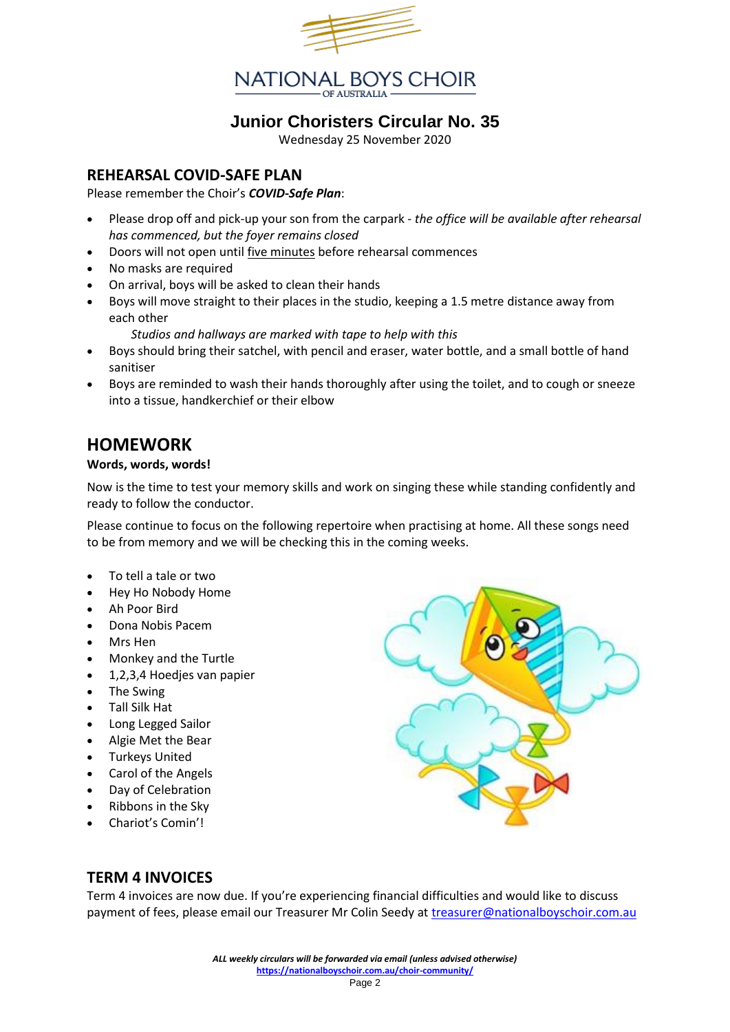NATIONAL BOYS CHOIR

OF AUSTRALIA

# Junior Choristers Circular No. 35

Wednesday 25 November 2020

## REHEARSAL COVID-SAFE PLAN

Please remember the Choir's ***COVID-Safe Plan***:

- Please drop off and pick-up your son from the carpark - *the office will be available after rehearsal has commenced, but the foyer remains closed*
- Doors will not open until five minutes before rehearsal commences
- No masks are required
- On arrival, boys will be asked to clean their hands
- Boys will move straight to their places in the studio, keeping a 1.5 metre distance away from each other

  *Studios and hallways are marked with tape to help with this*
- Boys should bring their satchel, with pencil and eraser, water bottle, and a small bottle of hand sanitiser
- Boys are reminded to wash their hands thoroughly after using the toilet, and to cough or sneeze into a tissue, handkerchief or their elbow

## HOMEWORK

**Words, words, words!**

Now is the time to test your memory skills and work on singing these while standing confidently and ready to follow the conductor.

Please continue to focus on the following repertoire when practising at home. All these songs need to be from memory and we will be checking this in the coming weeks.

- To tell a tale or two
- Hey Ho Nobody Home
- Ah Poor Bird
- Dona Nobis Pacem
- Mrs Hen
- Monkey and the Turtle
- 1,2,3,4 Hoedjes van papier
- The Swing
- Tall Silk Hat
- Long Legged Sailor
- Algie Met the Bear
- Turkeys United
- Carol of the Angels
- Day of Celebration
- Ribbons in the Sky
- Chariot's Comin'!

## TERM 4 INVOICES

Term 4 invoices are now due. If you're experiencing financial difficulties and would like to discuss payment of fees, please email our Treasurer Mr Colin Seedy at treasurer@nationalboyschoir.com.au

*ALL weekly circulars will be forwarded via email (unless advised otherwise)*
https://nationalboyschoir.com.au/choir-community/